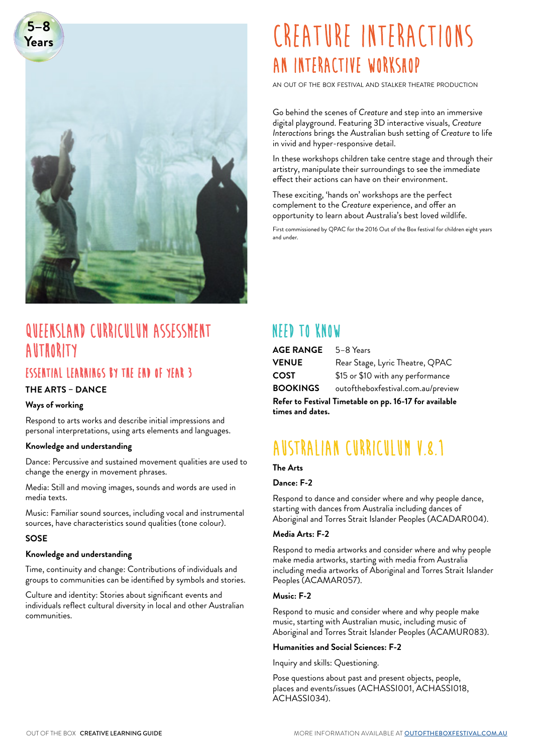5–8 Years

# CREATURE INTERACTIONS

## AN INTERACTIVE WORKSHOP

AN OUT OF THE BOX FESTIVAL AND STALKER THEATRE PRODUCTION

Go behind the scenes of *Creature* and step into an immersive digital playground. Featuring 3D interactive visuals, *Creature Interactions* brings the Australian bush setting of *Creature* to life in vivid and hyper-responsive detail.

In these workshops children take centre stage and through their artistry, manipulate their surroundings to see the immediate effect their actions can have on their environment.

These exciting, 'hands on' workshops are the perfect complement to the *Creature* experience, and offer an opportunity to learn about Australia's best loved wildlife.

First commissioned by QPAC for the 2016 Out of the Box festival for children eight years and under.

## NEED TO KNOW

| | |
|---|---|
| **AGE RANGE** | 5–8 Years |
| **VENUE** | Rear Stage, Lyric Theatre, QPAC |
| **COST** | $15 or $10 with any performance |
| **BOOKINGS** | outoftheboxfestival.com.au/preview |

**Refer to Festival Timetable on pp. 16-17 for available times and dates.**

## QUEENSLAND CURRICULUM ASSESSMENT AUTHORITY

### ESSENTIAL LEARNINGS BY THE END OF YEAR 3

**THE ARTS – DANCE**

**Ways of working**

Respond to arts works and describe initial impressions and personal interpretations, using arts elements and languages.

**Knowledge and understanding**

Dance: Percussive and sustained movement qualities are used to change the energy in movement phrases.

Media: Still and moving images, sounds and words are used in media texts.

Music: Familiar sound sources, including vocal and instrumental sources, have characteristics sound qualities (tone colour).

**SOSE**

**Knowledge and understanding**

Time, continuity and change: Contributions of individuals and groups to communities can be identified by symbols and stories.

Culture and identity: Stories about significant events and individuals reflect cultural diversity in local and other Australian communities.

## AUSTRALIAN CURRICULUM V.8.1

**The Arts**

**Dance: F-2**

Respond to dance and consider where and why people dance, starting with dances from Australia including dances of Aboriginal and Torres Strait Islander Peoples (ACADAR004).

**Media Arts: F-2**

Respond to media artworks and consider where and why people make media artworks, starting with media from Australia including media artworks of Aboriginal and Torres Strait Islander Peoples (ACAMAR057).

**Music: F-2**

Respond to music and consider where and why people make music, starting with Australian music, including music of Aboriginal and Torres Strait Islander Peoples (ACAMUR083).

**Humanities and Social Sciences: F-2**

Inquiry and skills: Questioning.

Pose questions about past and present objects, people, places and events/issues (ACHASSI001, ACHASSI018, ACHASSI034).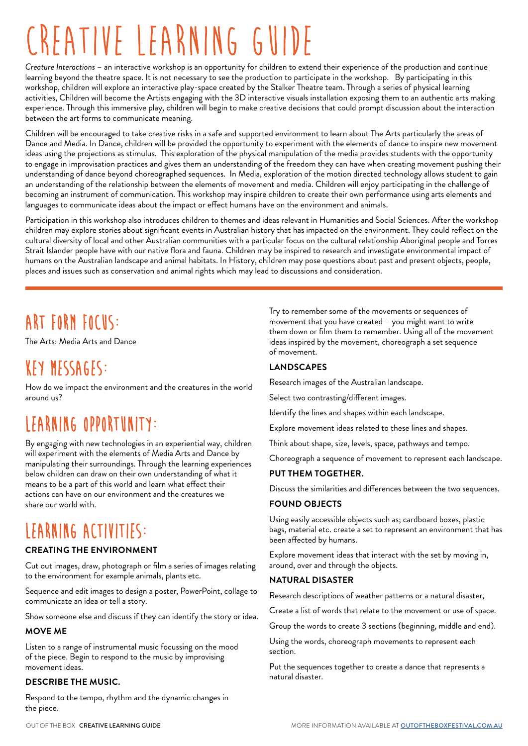# CREATIVE LEARNING GUIDE

*Creature Interactions* – an interactive workshop is an opportunity for children to extend their experience of the production and continue learning beyond the theatre space. It is not necessary to see the production to participate in the workshop. By participating in this workshop, children will explore an interactive play-space created by the Stalker Theatre team. Through a series of physical learning activities, Children will become the Artists engaging with the 3D interactive visuals installation exposing them to an authentic arts making experience. Through this immersive play, children will begin to make creative decisions that could prompt discussion about the interaction between the art forms to communicate meaning.

Children will be encouraged to take creative risks in a safe and supported environment to learn about The Arts particularly the areas of Dance and Media. In Dance, children will be provided the opportunity to experiment with the elements of dance to inspire new movement ideas using the projections as stimulus. This exploration of the physical manipulation of the media provides students with the opportunity to engage in improvisation practices and gives them an understanding of the freedom they can have when creating movement pushing their understanding of dance beyond choreographed sequences. In Media, exploration of the motion directed technology allows student to gain an understanding of the relationship between the elements of movement and media. Children will enjoy participating in the challenge of becoming an instrument of communication. This workshop may inspire children to create their own performance using arts elements and languages to communicate ideas about the impact or effect humans have on the environment and animals.

Participation in this workshop also introduces children to themes and ideas relevant in Humanities and Social Sciences. After the workshop children may explore stories about significant events in Australian history that has impacted on the environment. They could reflect on the cultural diversity of local and other Australian communities with a particular focus on the cultural relationship Aboriginal people and Torres Strait Islander people have with our native flora and fauna. Children may be inspired to research and investigate environmental impact of humans on the Australian landscape and animal habitats. In History, children may pose questions about past and present objects, people, places and issues such as conservation and animal rights which may lead to discussions and consideration.

## ART FORM FOCUS:

The Arts: Media Arts and Dance

## KEY MESSAGES:

How do we impact the environment and the creatures in the world around us?

## LEARNING OPPORTUNITY:

By engaging with new technologies in an experiential way, children will experiment with the elements of Media Arts and Dance by manipulating their surroundings. Through the learning experiences below children can draw on their own understanding of what it means to be a part of this world and learn what effect their actions can have on our environment and the creatures we share our world with.

## LEARNING ACTIVITIES:

### CREATING THE ENVIRONMENT

Cut out images, draw, photograph or film a series of images relating to the environment for example animals, plants etc.

Sequence and edit images to design a poster, PowerPoint, collage to communicate an idea or tell a story.

Show someone else and discuss if they can identify the story or idea.

### MOVE ME

Listen to a range of instrumental music focussing on the mood of the piece. Begin to respond to the music by improvising movement ideas.

### DESCRIBE THE MUSIC.

Respond to the tempo, rhythm and the dynamic changes in the piece.

Try to remember some of the movements or sequences of movement that you have created – you might want to write them down or film them to remember. Using all of the movement ideas inspired by the movement, choreograph a set sequence of movement.

### LANDSCAPES

Research images of the Australian landscape.

Select two contrasting/different images.

Identify the lines and shapes within each landscape.

Explore movement ideas related to these lines and shapes.

Think about shape, size, levels, space, pathways and tempo.

Choreograph a sequence of movement to represent each landscape.

### PUT THEM TOGETHER.

Discuss the similarities and differences between the two sequences.

### FOUND OBJECTS

Using easily accessible objects such as; cardboard boxes, plastic bags, material etc. create a set to represent an environment that has been affected by humans.

Explore movement ideas that interact with the set by moving in, around, over and through the objects.

### NATURAL DISASTER

Research descriptions of weather patterns or a natural disaster,

Create a list of words that relate to the movement or use of space.

Group the words to create 3 sections (beginning, middle and end).

Using the words, choreograph movements to represent each section.

Put the sequences together to create a dance that represents a natural disaster.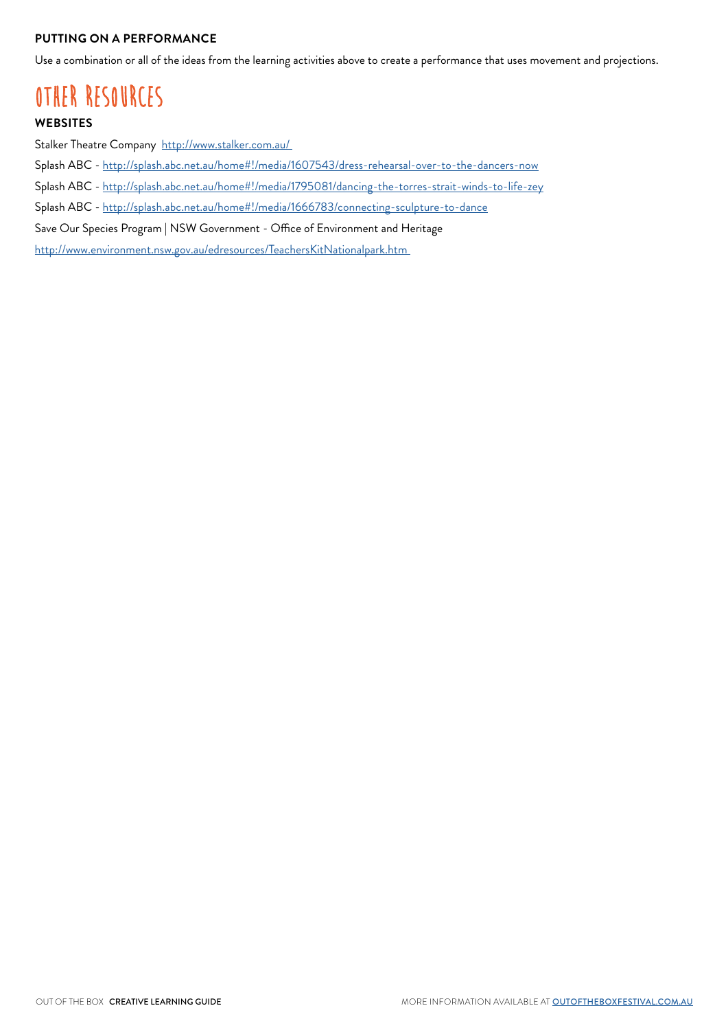### PUTTING ON A PERFORMANCE

Use a combination or all of the ideas from the learning activities above to create a performance that uses movement and projections.

## OTHER RESOURCES

### WEBSITES

Stalker Theatre Company http://www.stalker.com.au/

Splash ABC - http://splash.abc.net.au/home#!/media/1607543/dress-rehearsal-over-to-the-dancers-now

Splash ABC - http://splash.abc.net.au/home#!/media/1795081/dancing-the-torres-strait-winds-to-life-zey

Splash ABC - http://splash.abc.net.au/home#!/media/1666783/connecting-sculpture-to-dance

Save Our Species Program | NSW Government - Office of Environment and Heritage

http://www.environment.nsw.gov.au/edresources/TeachersKitNationalpark.htm